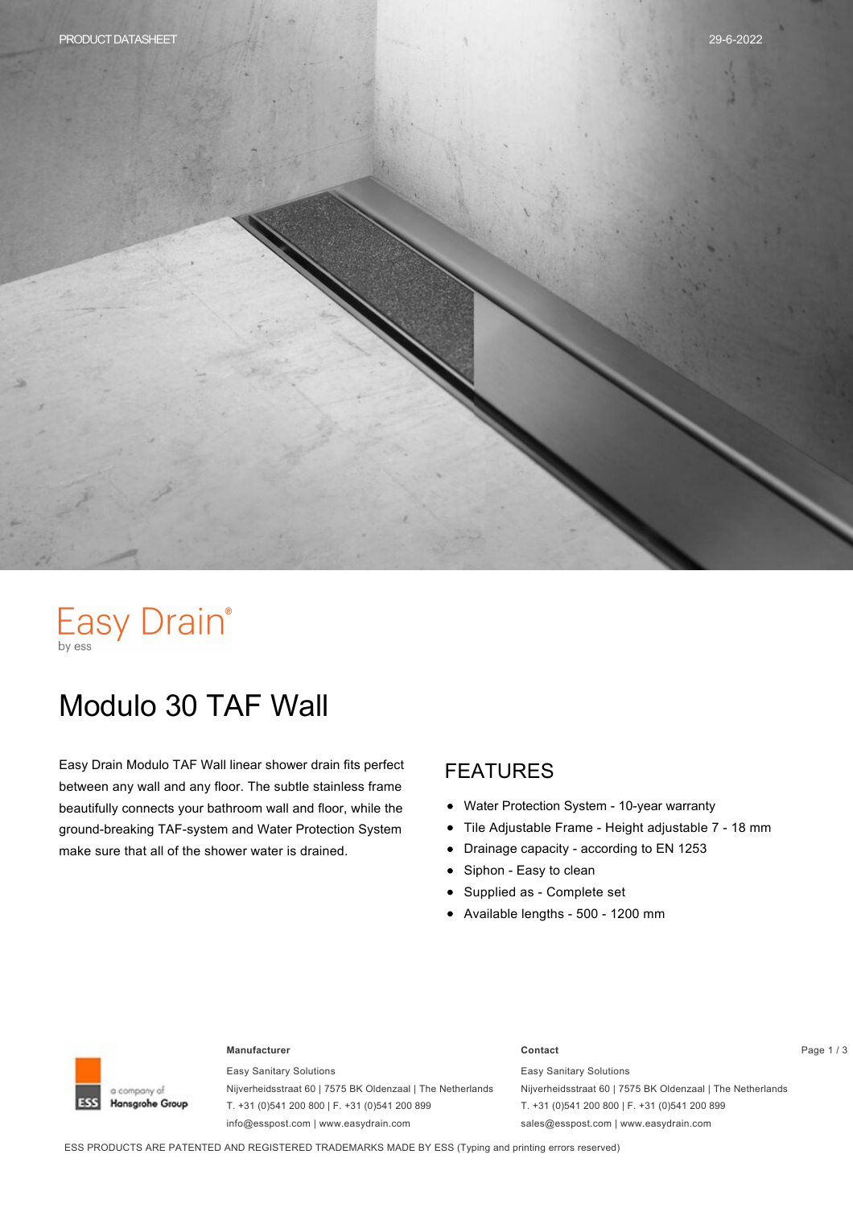Easy Drain®
by ess

# Modulo 30 TAF Wall

Easy Drain Modulo TAF Wall linear shower drain fits perfect between any wall and any floor. The subtle stainless frame beautifully connects your bathroom wall and floor, while the ground-breaking TAF-system and Water Protection System make sure that all of the shower water is drained.

## FEATURES

- Water Protection System - 10-year warranty
- Tile Adjustable Frame - Height adjustable 7 - 18 mm
- Drainage capacity - according to EN 1253
- Siphon - Easy to clean
- Supplied as - Complete set
- Available lengths - 500 - 1200 mm

a company of Hansgrohe Group

**Manufacturer**

Easy Sanitary Solutions
Nijverheidsstraat 60 | 7575 BK Oldenzaal | The Netherlands
T. +31 (0)541 200 800 | F. +31 (0)541 200 899
info@esspost.com | www.easydrain.com

**Contact**

Easy Sanitary Solutions
Nijverheidsstraat 60 | 7575 BK Oldenzaal | The Netherlands
T. +31 (0)541 200 800 | F. +31 (0)541 200 899
sales@esspost.com | www.easydrain.com

ESS PRODUCTS ARE PATENTED AND REGISTERED TRADEMARKS MADE BY ESS (Typing and printing errors reserved)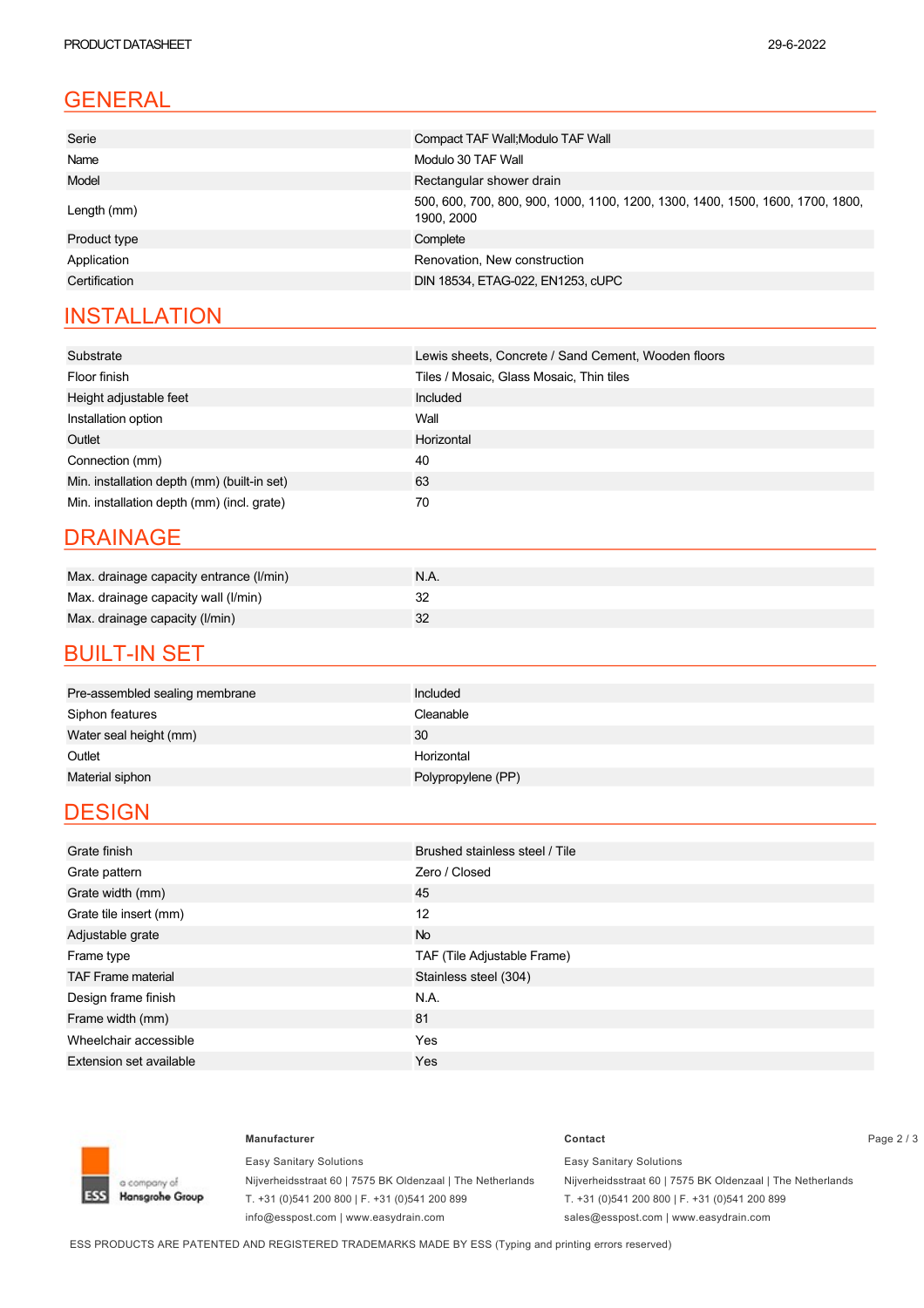## GENERAL

| | |
|---|---|
| Serie | Compact TAF Wall;Modulo TAF Wall |
| Name | Modulo 30 TAF Wall |
| Model | Rectangular shower drain |
| Length (mm) | 500, 600, 700, 800, 900, 1000, 1100, 1200, 1300, 1400, 1500, 1600, 1700, 1800, 1900, 2000 |
| Product type | Complete |
| Application | Renovation, New construction |
| Certification | DIN 18534, ETAG-022, EN1253, cUPC |

## INSTALLATION

| | |
|---|---|
| Substrate | Lewis sheets, Concrete / Sand Cement, Wooden floors |
| Floor finish | Tiles / Mosaic, Glass Mosaic, Thin tiles |
| Height adjustable feet | Included |
| Installation option | Wall |
| Outlet | Horizontal |
| Connection (mm) | 40 |
| Min. installation depth (mm) (built-in set) | 63 |
| Min. installation depth (mm) (incl. grate) | 70 |

## DRAINAGE

| | |
|---|---|
| Max. drainage capacity entrance (l/min) | N.A. |
| Max. drainage capacity wall (l/min) | 32 |
| Max. drainage capacity (l/min) | 32 |

## BUILT-IN SET

| | |
|---|---|
| Pre-assembled sealing membrane | Included |
| Siphon features | Cleanable |
| Water seal height (mm) | 30 |
| Outlet | Horizontal |
| Material siphon | Polypropylene (PP) |

## DESIGN

| | |
|---|---|
| Grate finish | Brushed stainless steel / Tile |
| Grate pattern | Zero / Closed |
| Grate width (mm) | 45 |
| Grate tile insert (mm) | 12 |
| Adjustable grate | No |
| Frame type | TAF (Tile Adjustable Frame) |
| TAF Frame material | Stainless steel (304) |
| Design frame finish | N.A. |
| Frame width (mm) | 81 |
| Wheelchair accessible | Yes |
| Extension set available | Yes |

ESS a company of Hansgrohe Group

**Manufacturer**

Easy Sanitary Solutions
Nijverheidsstraat 60 | 7575 BK Oldenzaal | The Netherlands
T. +31 (0)541 200 800 | F. +31 (0)541 200 899
info@esspost.com | www.easydrain.com

**Contact**

Easy Sanitary Solutions
Nijverheidsstraat 60 | 7575 BK Oldenzaal | The Netherlands
T. +31 (0)541 200 800 | F. +31 (0)541 200 899
sales@esspost.com | www.easydrain.com

ESS PRODUCTS ARE PATENTED AND REGISTERED TRADEMARKS MADE BY ESS (Typing and printing errors reserved)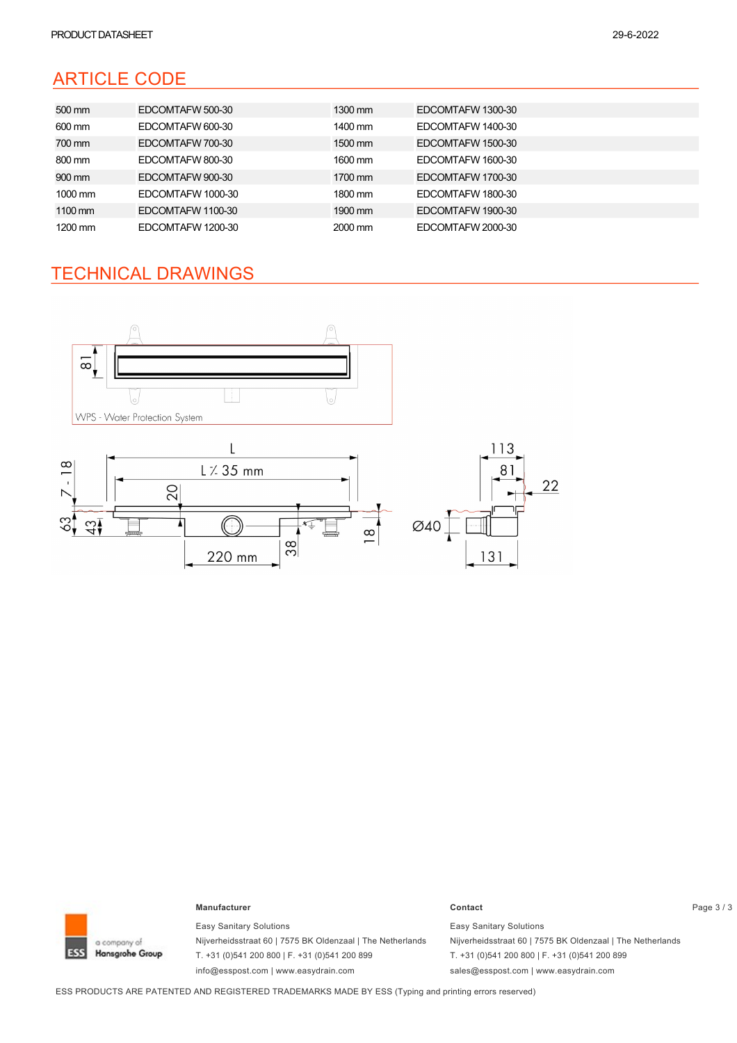## ARTICLE CODE

| | | | |
|---|---|---|---|
| 500 mm | EDCOMTAFW 500-30 | 1300 mm | EDCOMTAFW 1300-30 |
| 600 mm | EDCOMTAFW 600-30 | 1400 mm | EDCOMTAFW 1400-30 |
| 700 mm | EDCOMTAFW 700-30 | 1500 mm | EDCOMTAFW 1500-30 |
| 800 mm | EDCOMTAFW 800-30 | 1600 mm | EDCOMTAFW 1600-30 |
| 900 mm | EDCOMTAFW 900-30 | 1700 mm | EDCOMTAFW 1700-30 |
| 1000 mm | EDCOMTAFW 1000-30 | 1800 mm | EDCOMTAFW 1800-30 |
| 1100 mm | EDCOMTAFW 1100-30 | 1900 mm | EDCOMTAFW 1900-30 |
| 1200 mm | EDCOMTAFW 1200-30 | 2000 mm | EDCOMTAFW 2000-30 |

## TECHNICAL DRAWINGS

81

WPS - Water Protection System

L

L ⁄. 35 mm

7 - 18

20

63

43

220 mm

38

18

113

81

22

Ø40

131

**Manufacturer**

Easy Sanitary Solutions
Nijverheidsstraat 60 | 7575 BK Oldenzaal | The Netherlands
T. +31 (0)541 200 800 | F. +31 (0)541 200 899
info@esspost.com | www.easydrain.com

**Contact**

Easy Sanitary Solutions
Nijverheidsstraat 60 | 7575 BK Oldenzaal | The Netherlands
T. +31 (0)541 200 800 | F. +31 (0)541 200 899
sales@esspost.com | www.easydrain.com

ESS PRODUCTS ARE PATENTED AND REGISTERED TRADEMARKS MADE BY ESS (Typing and printing errors reserved)